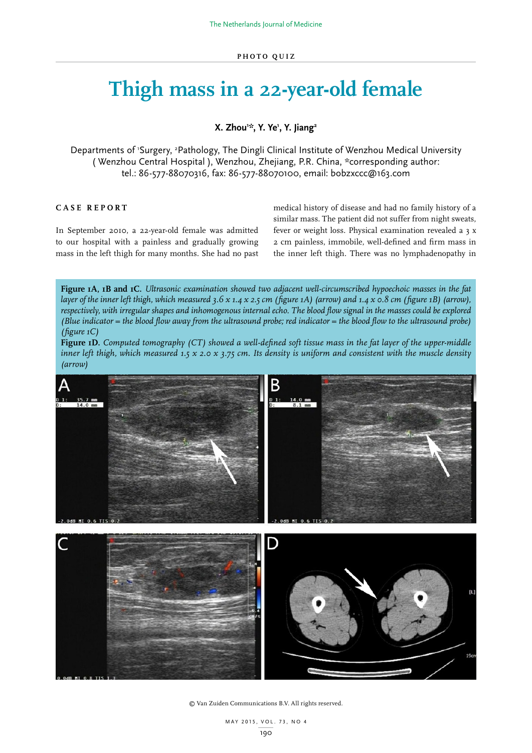PHOTO QUIZ

# Thigh mass in a 22-year-old female

**X. Zhou[1]*, Y. Ye[1], Y. Jiang[2]**

Departments of [1]Surgery, [2]Pathology, The Dingli Clinical Institute of Wenzhou Medical University ( Wenzhou Central Hospital ), Wenzhou, Zhejiang, P.R. China, *corresponding author: tel.: 86-577-88070316, fax: 86-577-88070100, email: bobzxccc@163.com

## CASE REPORT

In September 2010, a 22-year-old female was admitted to our hospital with a painless and gradually growing mass in the left thigh for many months. She had no past medical history of disease and had no family history of a similar mass. The patient did not suffer from night sweats, fever or weight loss. Physical examination revealed a 3 x 2 cm painless, immobile, well-defined and firm mass in the inner left thigh. There was no lymphadenopathy in

**Figure 1A, 1B and 1C.** *Ultrasonic examination showed two adjacent well-circumscribed hypoechoic masses in the fat layer of the inner left thigh, which measured 3.6 x 1.4 x 2.5 cm (figure 1A) (arrow) and 1.4 x 0.8 cm (figure 1B) (arrow), respectively, with irregular shapes and inhomogenous internal echo. The blood flow signal in the masses could be explored (Blue indicator = the blood flow away from the ultrasound probe; red indicator = the blood flow to the ultrasound probe) (figure 1C)*

**Figure 1D.** *Computed tomography (CT) showed a well-defined soft tissue mass in the fat layer of the upper-middle inner left thigh, which measured 1.5 x 2.0 x 3.75 cm. Its density is uniform and consistent with the muscle density (arrow)*

© Van Zuiden Communications B.V. All rights reserved.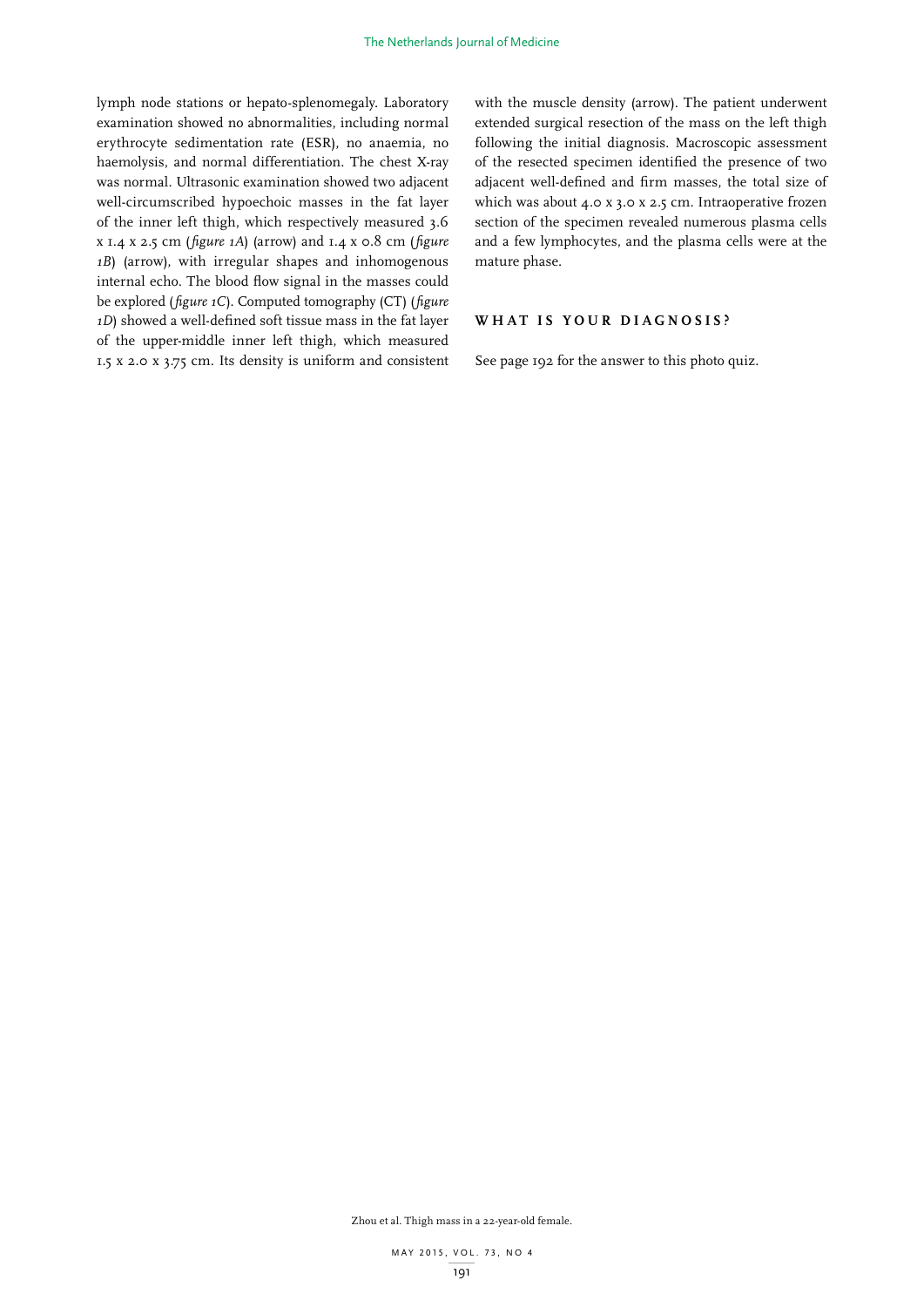lymph node stations or hepato-splenomegaly. Laboratory examination showed no abnormalities, including normal erythrocyte sedimentation rate (ESR), no anaemia, no haemolysis, and normal differentiation. The chest X-ray was normal. Ultrasonic examination showed two adjacent well-circumscribed hypoechoic masses in the fat layer of the inner left thigh, which respectively measured 3.6 x 1.4 x 2.5 cm (*figure 1A*) (arrow) and 1.4 x 0.8 cm (*figure 1B*) (arrow), with irregular shapes and inhomogenous internal echo. The blood flow signal in the masses could be explored (*figure 1C*). Computed tomography (CT) (*figure 1D*) showed a well-defined soft tissue mass in the fat layer of the upper-middle inner left thigh, which measured 1.5 x 2.0 x 3.75 cm. Its density is uniform and consistent with the muscle density (arrow). The patient underwent extended surgical resection of the mass on the left thigh following the initial diagnosis. Macroscopic assessment of the resected specimen identified the presence of two adjacent well-defined and firm masses, the total size of which was about 4.0 x 3.0 x 2.5 cm. Intraoperative frozen section of the specimen revealed numerous plasma cells and a few lymphocytes, and the plasma cells were at the mature phase.

## WHAT IS YOUR DIAGNOSIS?

See page 192 for the answer to this photo quiz.